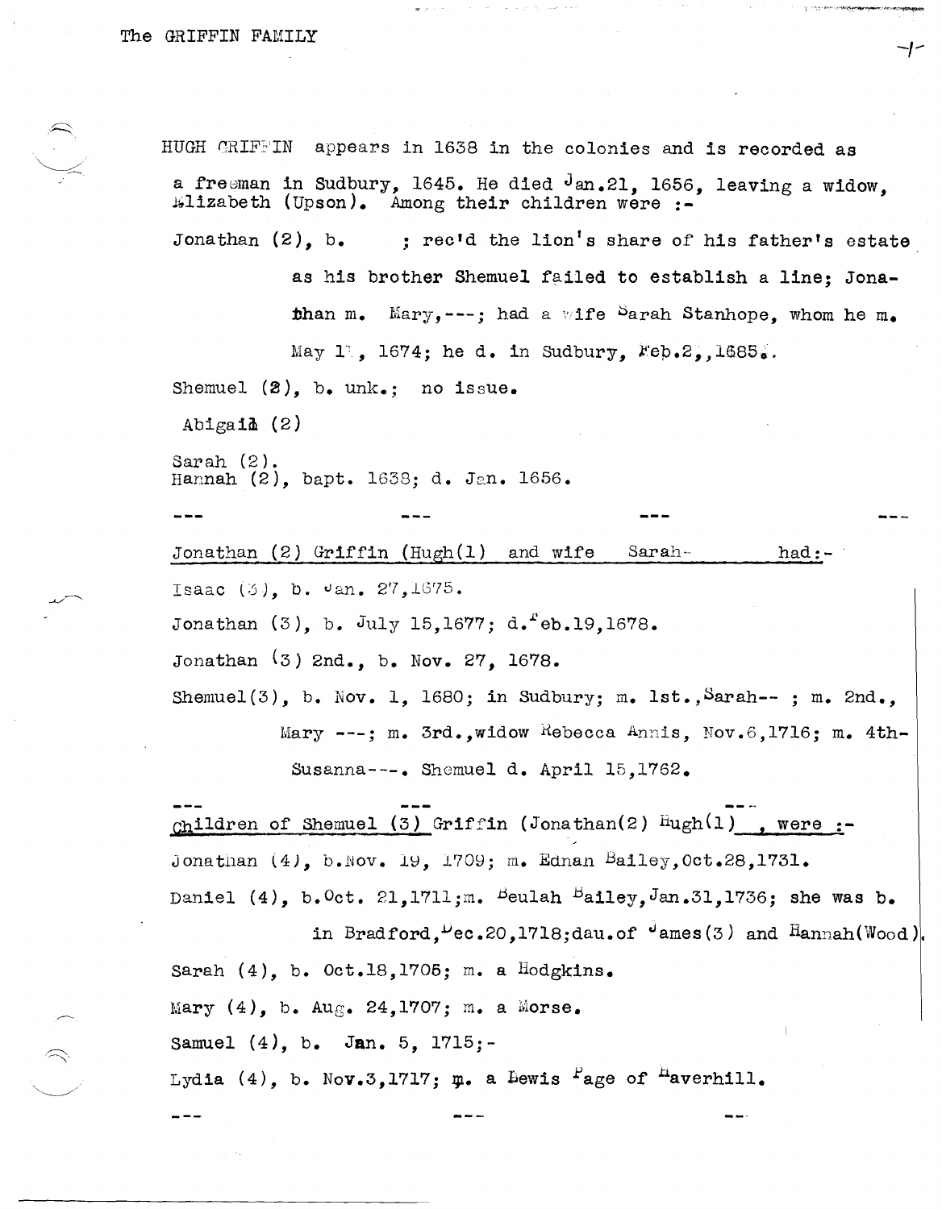# The GRIFFIN FAMILY

HUGH GRIFFIN appears in 1638 in the colonies and is recorded as a freeman in Sudbury, 1645. He died Jan.21, 1656, leaving a widow, Elizabeth (Upson). Among their children were :-

Jonathan (2), b. ; rec'd the lion's share of his father's estate as his brother Shemuel failed to establish a line; Jonathan m. Mary,---; had a wife Sarah Stanhope, whom he m. May 1?, 1674; he d. in Sudbury, Feb.2,,1685.

Shemuel (2), b. unk.; no issue.

Abigail (2)

Sarah (2).
Hannah (2), bapt. 1638; d. Jan. 1656.

--- --- --- ---

Jonathan (2) Griffin (Hugh(1) and wife Sarah- had:-

Isaac (3), b. Jan. 27,1675.

Jonathan (3), b. July 15,1677; d. Feb.19,1678.

Jonathan (3) 2nd., b. Nov. 27, 1678.

Shemuel(3), b. Nov. 1, 1680; in Sudbury; m. 1st., Sarah-- ; m. 2nd., Mary ---; m. 3rd., widow Rebecca Annis, Nov.6,1716; m. 4th- Susanna---. Shemuel d. April 15,1762.

--- --- ---

Children of Shemuel (3) Griffin (Jonathan(2) Hugh(1) , were :-

Jonathan (4), b. Nov. 19, 1709; m. Ednah Bailey, Oct.28,1731.

Daniel (4), b. Oct. 21,1711; m. Beulah Bailey, Jan.31,1736; she was b. in Bradford, Dec.20,1718; dau. of James(3) and Hannah(Wood).

Sarah (4), b. Oct.18,1705; m. a Hodgkins.

Mary (4), b. Aug. 24,1707; m. a Morse.

Samuel (4), b. Jan. 5, 1715;-

Lydia (4), b. Nov.3,1717; m. a Lewis Page of Haverhill.

--- --- ---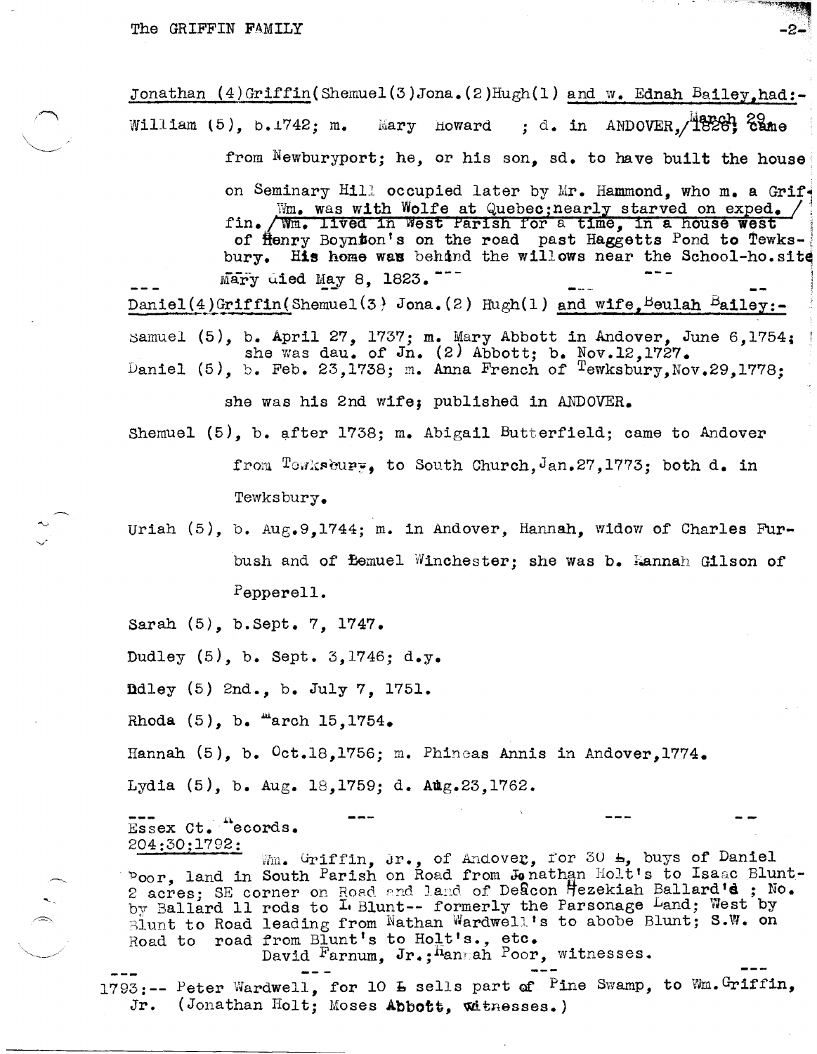Jonathan (4)Griffin(Shemuel(3)Jona.(2)Hugh(1) and w. Ednah Bailey,had:-

William (5), b.1742; m. Mary Howard ; d. in ANDOVER,/March 29, 1826; came from Newburyport; he, or his son, sd. to have built the house on Seminary Hill occupied later by Mr. Hammond, who m. a Griffin. Wm. was with Wolfe at Quebec;nearly starved on exped. / ~~Wm. lived in West Parish for a time, in a house west~~ of Henry Boynton's on the road past Haggetts Pond to Tewksbury. His home was behind the willows near the School-ho.site

Mary died May 8, 1823.

Daniel(4)Griffin(Shemuel(3) Jona.(2) Hugh(1) and wife,Beulah Bailey:-

Samuel (5), b. April 27, 1737; m. Mary Abbott in Andover, June 6,1754; she was dau. of Jn. (2) Abbott; b. Nov.12,1727.

Daniel (5), b. Feb. 23,1738; m. Anna French of Tewksbury,Nov.29,1778; she was his 2nd wife; published in ANDOVER.

Shemuel (5), b. after 1738; m. Abigail Butterfield; came to Andover from Tewksbury, to South Church,Jan.27,1773; both d. in Tewksbury.

Uriah (5), b. Aug.9,1744; m. in Andover, Hannah, widow of Charles Furbush and of Bemuel Winchester; she was b. Hannah Gilson of Pepperell.

Sarah (5), b.Sept. 7, 1747.

Dudley (5), b. Sept. 3,1746; d.y.

Ddley (5) 2nd., b. July 7, 1751.

Rhoda (5), b. March 15,1754.

Hannah (5), b. Oct.18,1756; m. Phineas Annis in Andover,1774.

Lydia (5), b. Aug. 18,1759; d. Aug.23,1762.

Essex Ct. Records.

204:30;1792:

Wm. Griffin, Jr., of Andover, for 30 £, buys of Daniel Poor, land in South Parish on Road from Jonathan Holt's to Isaac Blunt-2 acres; SE corner on Road and land of Deacon Hezekiah Ballard's ; No. by Ballard 11 rods to L Blunt-- formerly the Parsonage Land; West by Blunt to Road leading from Nathan Wardwell's to abobe Blunt; S.W. on Road to road from Blunt's to Holt's., etc.
David Farnum, Jr.;Hannah Poor, witnesses.

1793:-- Peter Wardwell, for 10 £ sells part of Pine Swamp, to Wm.Griffin, Jr. (Jonathan Holt; Moses Abbott, witnesses.)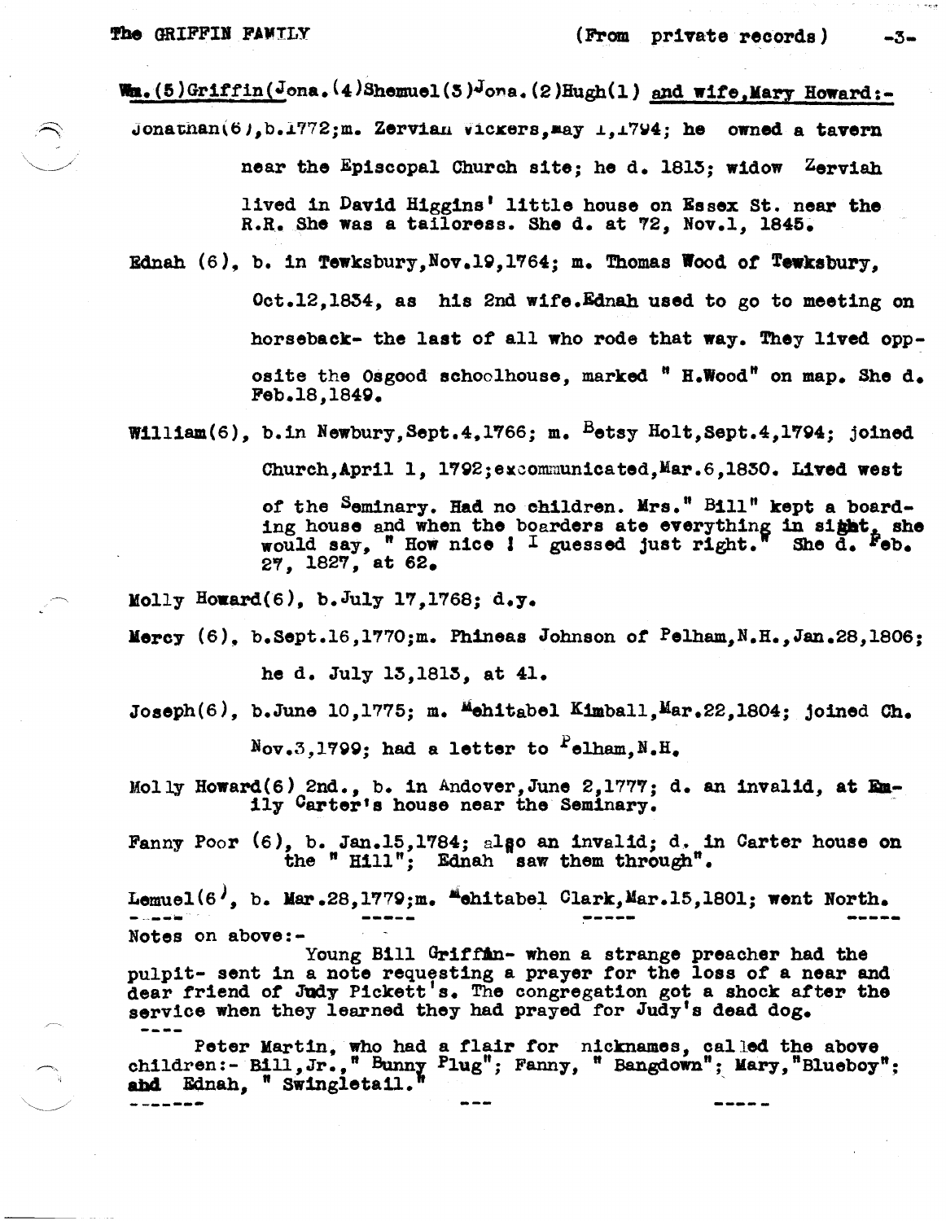**Wm.(5)Griffin(Jona.(4)Shemuel(3)Jona.(2)Hugh(1) and wife,Mary Howard:-**

Jonathan(6),b.1772;m. Zerviah Vickers,May 1,1794; he owned a tavern near the Episcopal Church site; he d. 1813; widow Zerviah lived in David Higgins' little house on Essex St. near the R.R. She was a tailoress. She d. at 72, Nov.1, 1845.

Ednah (6), b. in Tewksbury,Nov.19,1764; m. Thomas Wood of Tewksbury, Oct.12,1834, as his 2nd wife.Ednah used to go to meeting on horseback- the last of all who rode that way. They lived opposite the Osgood schoolhouse, marked " H.Wood" on map. She d. Feb.18,1849.

William(6), b.in Newbury,Sept.4,1766; m. Betsy Holt,Sept.4,1794; joined Church,April 1, 1792;excommunicated,Mar.6,1830. Lived west of the Seminary. Had no children. Mrs." Bill" kept a boarding house and when the boarders ate everything in sight, she would say, " How nice ! I guessed just right." She d. Feb. 27, 1827, at 62.

Molly Howard(6), b.July 17,1768; d.y.

Mercy (6), b.Sept.16,1770;m. Phineas Johnson of Pelham,N.H.,Jan.28,1806; he d. July 13,1813, at 41.

Joseph(6), b.June 10,1775; m. Mehitabel Kimball,Mar.22,1804; joined Ch. Nov.3,1799; had a letter to Pelham,N.H.

Molly Howard(6) 2nd., b. in Andover,June 2,1777; d. an invalid, at Emily Carter's house near the Seminary.

Fanny Poor (6), b. Jan.15,1784; also an invalid; d. in Carter house on the " Hill"; Ednah "saw them through".

Lemuel(6), b. Mar.28,1779;m. Mehitabel Clark,Mar.15,1801; went North.

---

Notes on above:-

Young Bill Griffin- when a strange preacher had the pulpit- sent in a note requesting a prayer for the loss of a near and dear friend of Judy Pickett's. The congregation got a shock after the service when they learned they had prayed for Judy's dead dog.

----

Peter Martin, who had a flair for nicknames, called the above children:- Bill,Jr.," Bunny Plug"; Fanny, " Bangdown"; Mary,"Blueboy"; and Ednah, " Swingletail."

---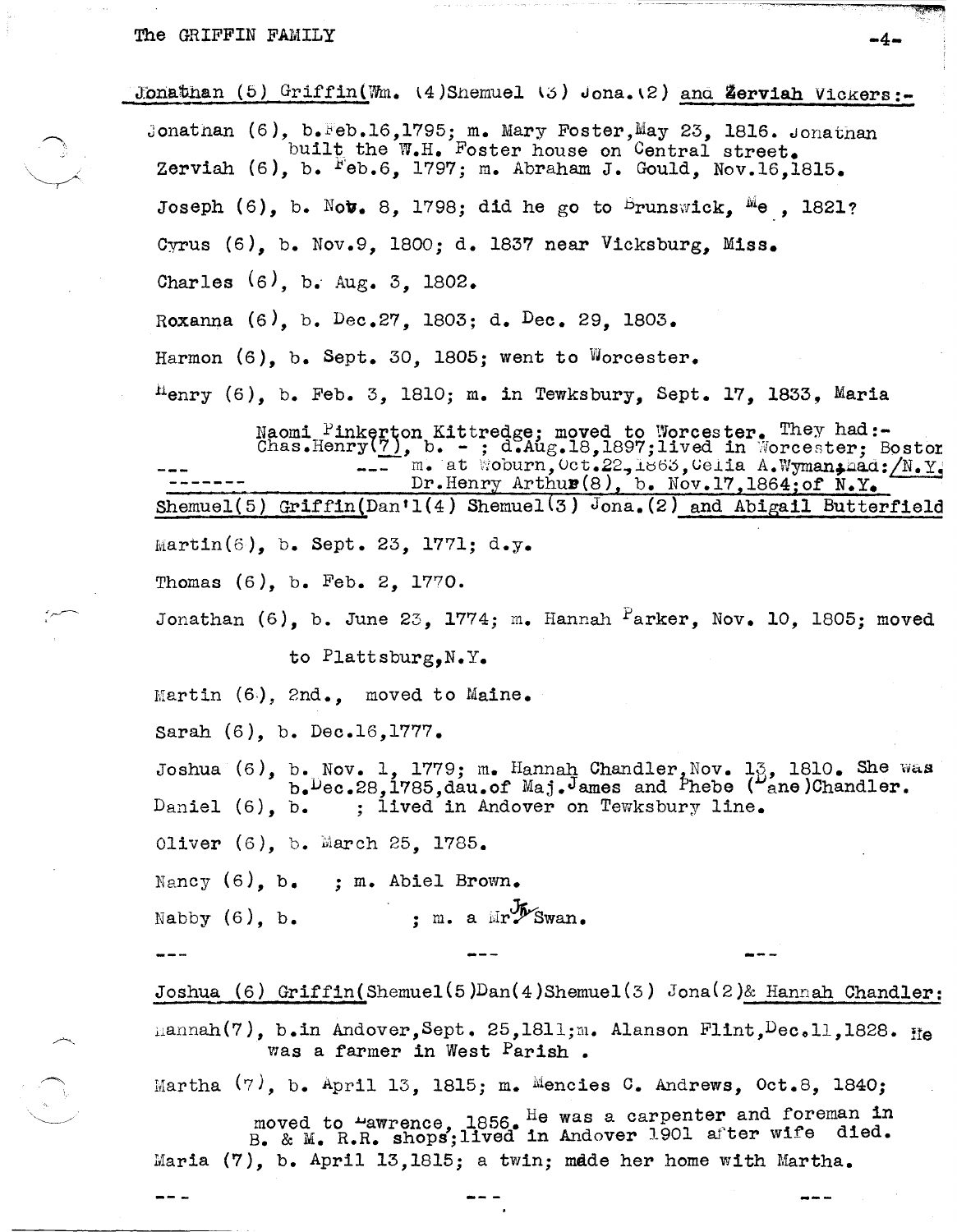Jonathan (5) Griffin(Wm. (4)Shemuel (3) Jona.(2) and Zerviah Vickers:-

Jonathan (6), b.Feb.16,1795; m. Mary Foster,May 23, 1816. Jonathan built the W.H. Foster house on Central street.

Zerviah (6), b. Feb.6, 1797; m. Abraham J. Gould, Nov.16,1815.

Joseph (6), b. Nov. 8, 1798; did he go to Brunswick, Me , 1821?

Cyrus (6), b. Nov.9, 1800; d. 1837 near Vicksburg, Miss.

Charles (6), b. Aug. 3, 1802.

Roxanna (6), b. Dec.27, 1803; d. Dec. 29, 1803.

Harmon (6), b. Sept. 30, 1805; went to Worcester.

Henry (6), b. Feb. 3, 1810; m. in Tewksbury, Sept. 17, 1833, Maria Naomi Pinkerton Kittredge; moved to Worcester. They had:-
Chas.Henry(7), b. - ; d.Aug.18,1897;lived in Worcester; Boston
--- m. at Woburn, Oct.22,1863,Celia A.Wyman;had:/N.Y.
------- Dr.Henry Arthur(8), b. Nov.17,1864;of N.Y.

Shemuel(5) Griffin(Dan'l(4) Shemuel(3) Jona.(2) and Abigail Butterfield

Martin(6), b. Sept. 23, 1771; d.y.

Thomas (6), b. Feb. 2, 1770.

Jonathan (6), b. June 23, 1774; m. Hannah Parker, Nov. 10, 1805; moved to Plattsburg,N.Y.

Martin (6), 2nd., moved to Maine.

Sarah (6), b. Dec.16,1777.

Joshua (6), b. Nov. 1, 1779; m. Hannah Chandler,Nov. 13, 1810. She was b.Dec.28,1785,dau.of Maj.James and Phebe (Dane)Chandler.

Daniel (6), b. ; lived in Andover on Tewksbury line.

Oliver (6), b. March 25, 1785.

Nancy (6), b. ; m. Abiel Brown.

Nabby (6), b. ; m. a Mr. Jn Swan.

--- --- ---

Joshua (6) Griffin(Shemuel(5)Dan(4)Shemuel(3) Jona(2)& Hannah Chandler:

Hannah(7), b.in Andover,Sept. 25,1811;m. Alanson Flint,Dec.11,1828. He was a farmer in West Parish .

Martha (7), b. April 13, 1815; m. Mencies C. Andrews, Oct.8, 1840; moved to Lawrence, 1856. He was a carpenter and foreman in B. & M. R.R. shops;lived in Andover 1901 after wife died.

Maria (7), b. April 13,1815; a twin; made her home with Martha.

--- --- ---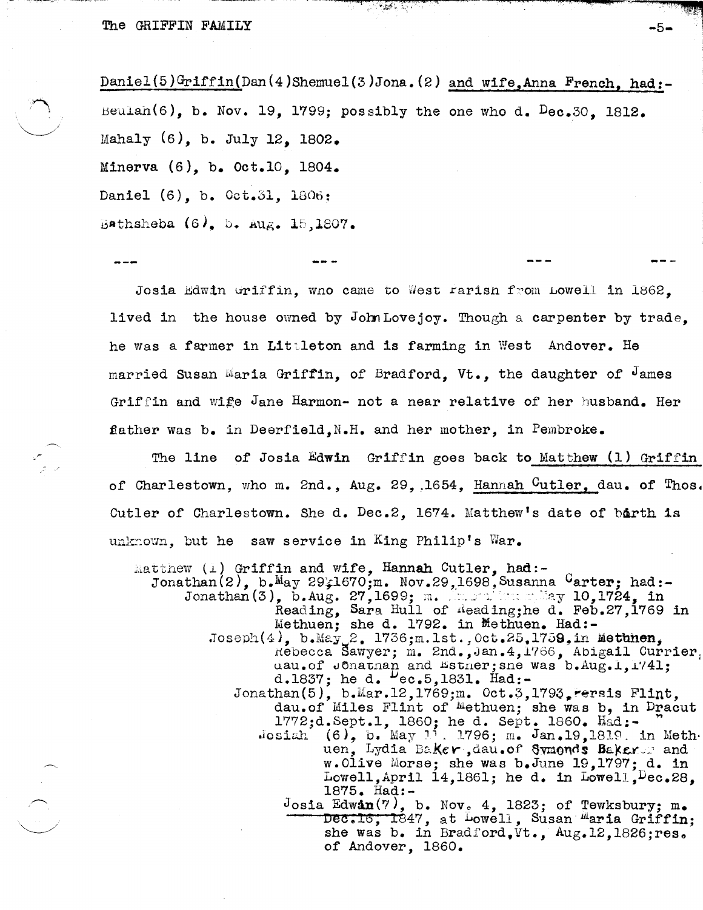Daniel(5)Griffin(Dan(4)Shemuel(3)Jona.(2) and wife,Anna French, had:-

Beulah(6), b. Nov. 19, 1799; possibly the one who d. Dec.30, 1812.

Mahaly (6), b. July 12, 1802.

Minerva (6), b. Oct.10, 1804.

Daniel (6), b. Oct.31, 1806;

Bathsheba (6), b. Aug. 15,1807.

--- --- --- ---

Josia Edwin Griffin, who came to West Parish from Lowell in 1862, lived in the house owned by John Lovejoy. Though a carpenter by trade, he was a farmer in Littleton and is farming in West Andover. He married Susan Maria Griffin, of Bradford, Vt., the daughter of James Griffin and wife Jane Harmon- not a near relative of her husband. Her father was b. in Deerfield,N.H. and her mother, in Pembroke.

The line of Josia Edwin Griffin goes back to Matthew (1) Griffin of Charlestown, who m. 2nd., Aug. 29, 1654, Hannah Cutler, dau. of Thos. Cutler of Charlestown. She d. Dec.2, 1674. Matthew's date of birth is unknown, but he saw service in King Philip's War.

Matthew (1) Griffin and wife, Hannah Cutler, had:-
Jonathan(2), b.May 29,1670;m. Nov.29,1698,Susanna Carter; had:-
Jonathan(3), b.Aug. 27,1699; m. ... May 10,1724, in Reading, Sara Hull of Reading;he d. Feb.27,1769 in Methuen; she d. 1792. in Methuen. Had:-
Joseph(4), b.May 2, 1736;m.1st.,Oct.25,1759,in Methuen, Rebecca Sawyer; m. 2nd.,Jan.4,1766, Abigail Currier, dau.of Jonathan and Esther;she was b.Aug.1,1741; d.1837; he d. Dec.5,1831. Had:-
Jonathan(5), b.Mar.12,1769;m. Oct.3,1793,Persis Flint, dau.of Miles Flint of Methuen; she was b, in Dracut 1772;d.Sept.1, 1860; he d. Sept. 1860. Had:-
Josiah (6), b. May 11, 1796; m. Jan.19,1819. in Methuen, Lydia Baker,dau.of Symonds Baker and w.Olive Morse; she was b.June 19,1797; d. in Lowell,April 14,1861; he d. in Lowell,Dec.28, 1875. Had:-
Josia Edwin(7), b. Nov. 4, 1823; of Tewksbury; m. Dec.16, 1847, at Lowell, Susan Maria Griffin; she was b. in Bradford,Vt., Aug.12,1826;res. of Andover, 1860.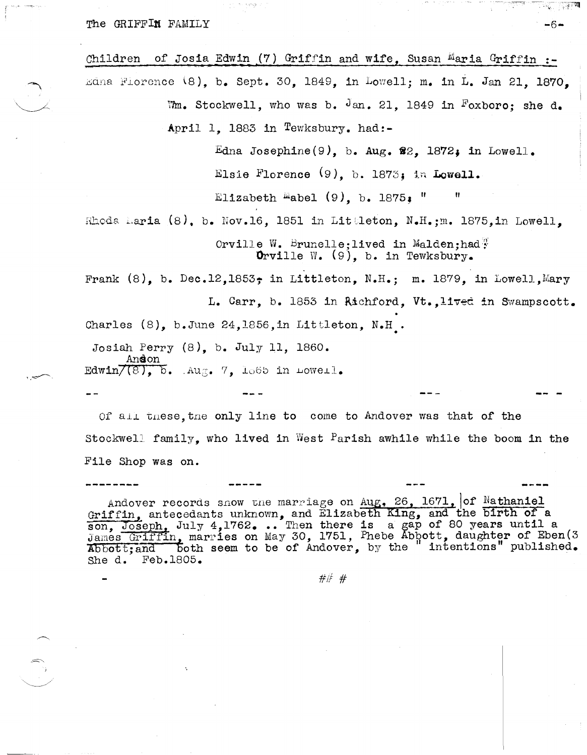Children of Josia Edwin (7) Griffin and wife, Susan Maria Griffin :-

Edna Florence (8), b. Sept. 30, 1849, in Lowell; m. in L. Jan 21, 1870, Wm. Stockwell, who was b. Jan. 21, 1849 in Foxboro; she d. April 1, 1883 in Tewksbury. had:-

- Edna Josephine(9), b. Aug. 22, 1872; in Lowell.
- Elsie Florence (9), b. 1873; in Lowell.
- Elizabeth Mabel (9), b. 1875; " "

Rhoda Maria (8), b. Nov.16, 1851 in Littleton, N.H.;m. 1875,in Lowell, Orville W. Brunelle;lived in Malden;had:

- Orville W. (9), b. in Tewksbury.

Frank (8), b. Dec.12,1853, in Littleton, N.H.; m. 1879, in Lowell,Mary L. Carr, b. 1853 in Richford, Vt.,lived in Swampscott.

Charles (8), b.June 24,1856,in Littleton, N.H.

Josiah Perry (8), b. July 11, 1860.

Edwin Andon (8), b. Aug. 7, 1865 in Lowell.

-- --- --- -- -

Of all these,the only line to come to Andover was that of the Stockwell family, who lived in West Parish awhile while the boom in the File Shop was on.

-------- ----- --- ----

Andover records show the marriage on Aug. 26, 1671, of Nathaniel Griffin, antecedants unknown, and Elizabeth King, and the birth of a son, Joseph, July 4,1762. .. Then there is a gap of 80 years until a James Griffin, marries on May 30, 1751, Phebe Abbott, daughter of Eben(3 Abbott;and both seem to be of Andover, by the " intentions" published. She d. Feb.1805.

### #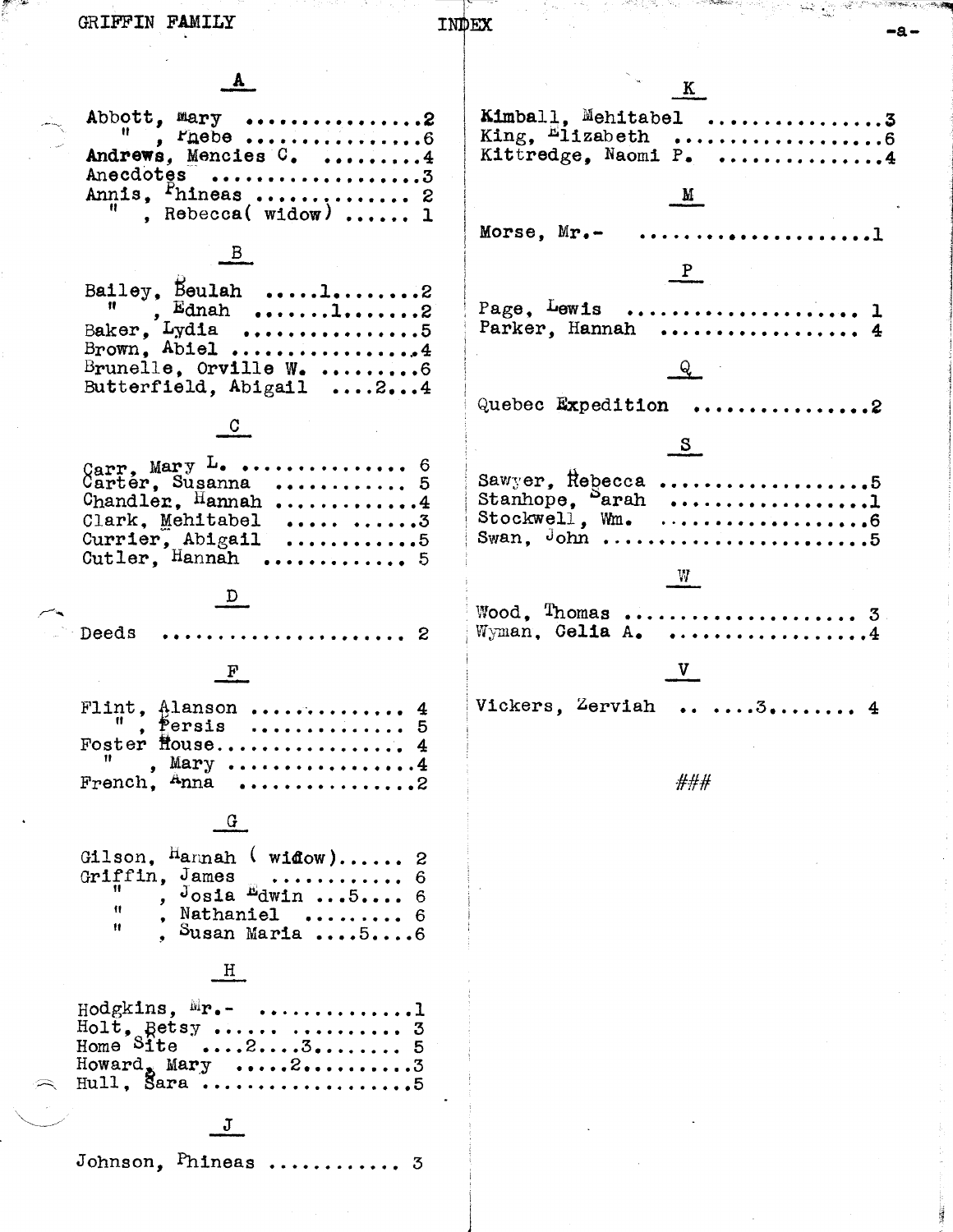# INDEX

## A

Abbott, Mary ................2
" , Phebe ................6
Andrews, Mencies C. .........4
Anecdotes ...................3
Annis, Phineas ............. 2
" , Rebecca( widow) ...... 1

## B

Bailey, Beulah .....1........2
" , Ednah .......1.......2
Baker, Lydia ................5
Brown, Abiel ................4
Brunelle, Orville W. .........6
Butterfield, Abigail ....2...4

## C

Carr, Mary L. ............... 6
Carter, Susanna ............ 5
Chandler, Hannah .............4
Clark, Mehitabel ..... ......3
Currier, Abigail ...........5
Cutler, Hannah ............. 5

## D

Deeds ...................... 2

## F

Flint, Alanson .............. 4
" , Persis .............. 5
Foster House.................. 4
" , Mary ..................4
French, Anna ................2

## G

Gilson, Hannah ( widow)...... 2
Griffin, James ............ 6
" , Josia Edwin ...5.... 6
" , Nathaniel ......... 6
" , Susan Maria ....5....6

## H

Hodgkins, Mr.- ..............1
Holt, Betsy ..... .......... 3
Home Site ....2....3........ 5
Howard, Mary .....2..........3
Hull, Sara ...................5

## J

Johnson, Phineas ........... 3

## K

Kimball, Mehitabel ................3
King, Elizabeth ...................6
Kittredge, Naomi P. ..............4

## M

Morse, Mr.- .....................1

## P

Page, Lewis ..................... 1
Parker, Hannah ................. 4

## Q

Quebec Expedition ...............2

## S

Sawyer, Rebecca ...................5
Stanhope, Sarah ..................1
Stockwell, Wm. ...................6
Swan, John ........................5

## W

Wood, Thomas .................... 3
Wyman, Celia A. .................4

## V

Vickers, Zerviah .. ....3....... 4

###